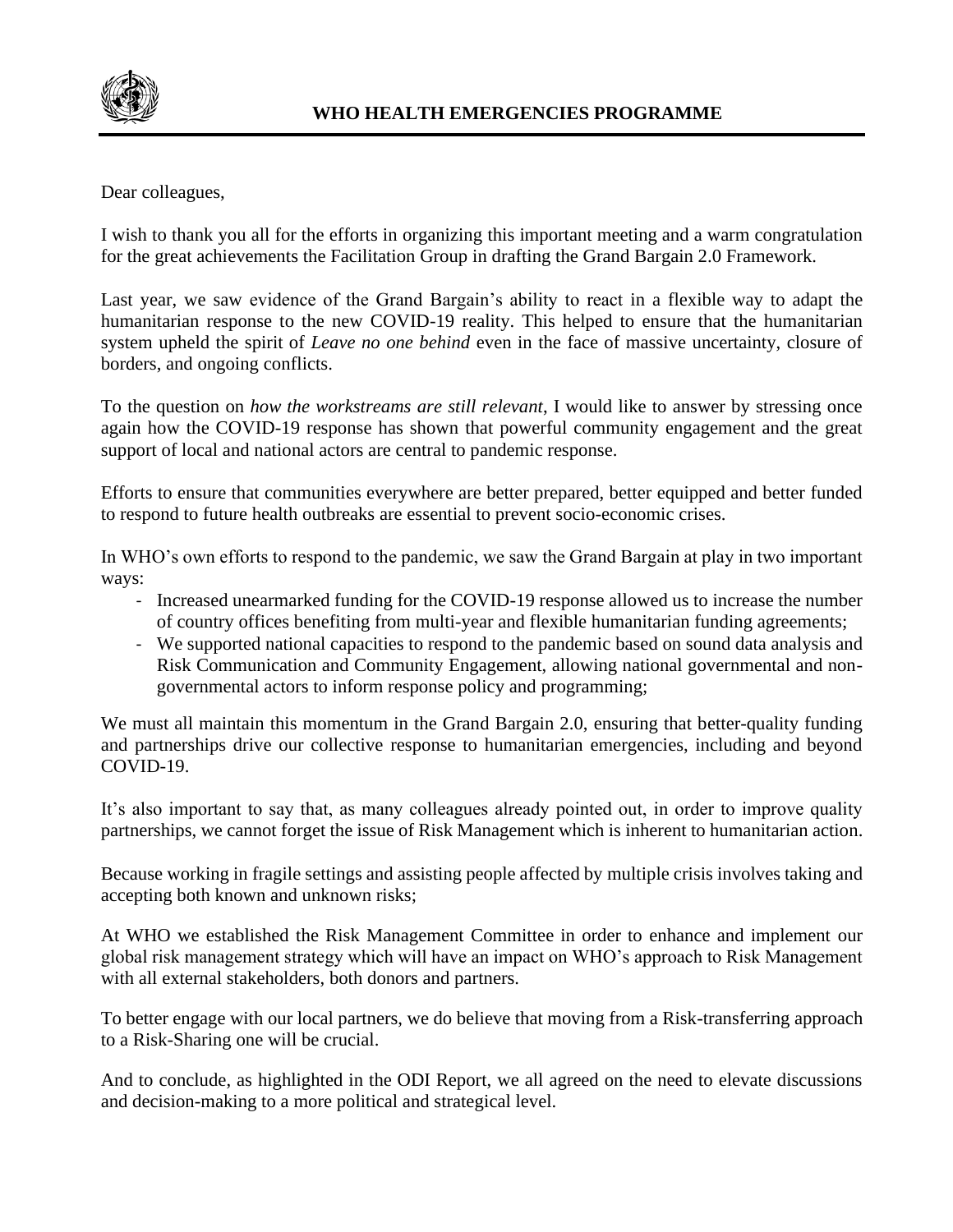**WHO HEALTH EMERGENCIES PROGRAMME**

Dear colleagues,

I wish to thank you all for the efforts in organizing this important meeting and a warm congratulation for the great achievements the Facilitation Group in drafting the Grand Bargain 2.0 Framework.

Last year, we saw evidence of the Grand Bargain's ability to react in a flexible way to adapt the humanitarian response to the new COVID-19 reality. This helped to ensure that the humanitarian system upheld the spirit of *Leave no one behind* even in the face of massive uncertainty, closure of borders, and ongoing conflicts.

To the question on *how the workstreams are still relevant*, I would like to answer by stressing once again how the COVID-19 response has shown that powerful community engagement and the great support of local and national actors are central to pandemic response.

Efforts to ensure that communities everywhere are better prepared, better equipped and better funded to respond to future health outbreaks are essential to prevent socio-economic crises.

In WHO's own efforts to respond to the pandemic, we saw the Grand Bargain at play in two important ways:

- Increased unearmarked funding for the COVID-19 response allowed us to increase the number of country offices benefiting from multi-year and flexible humanitarian funding agreements;
- We supported national capacities to respond to the pandemic based on sound data analysis and Risk Communication and Community Engagement, allowing national governmental and non-governmental actors to inform response policy and programming;

We must all maintain this momentum in the Grand Bargain 2.0, ensuring that better-quality funding and partnerships drive our collective response to humanitarian emergencies, including and beyond COVID-19.

It's also important to say that, as many colleagues already pointed out, in order to improve quality partnerships, we cannot forget the issue of Risk Management which is inherent to humanitarian action.

Because working in fragile settings and assisting people affected by multiple crisis involves taking and accepting both known and unknown risks;

At WHO we established the Risk Management Committee in order to enhance and implement our global risk management strategy which will have an impact on WHO's approach to Risk Management with all external stakeholders, both donors and partners.

To better engage with our local partners, we do believe that moving from a Risk-transferring approach to a Risk-Sharing one will be crucial.

And to conclude, as highlighted in the ODI Report, we all agreed on the need to elevate discussions and decision-making to a more political and strategical level.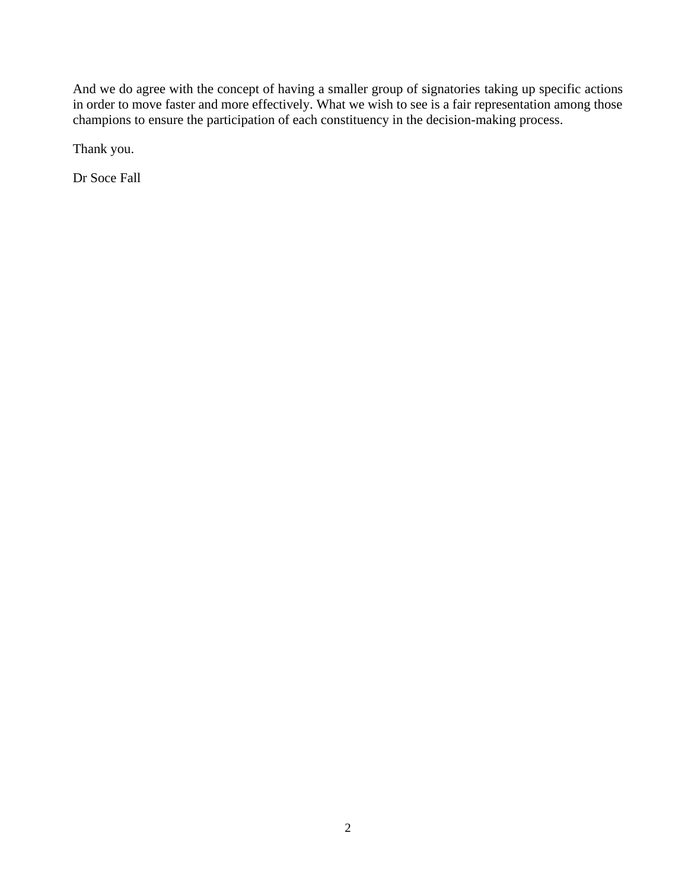And we do agree with the concept of having a smaller group of signatories taking up specific actions in order to move faster and more effectively. What we wish to see is a fair representation among those champions to ensure the participation of each constituency in the decision-making process.

Thank you.

Dr Soce Fall